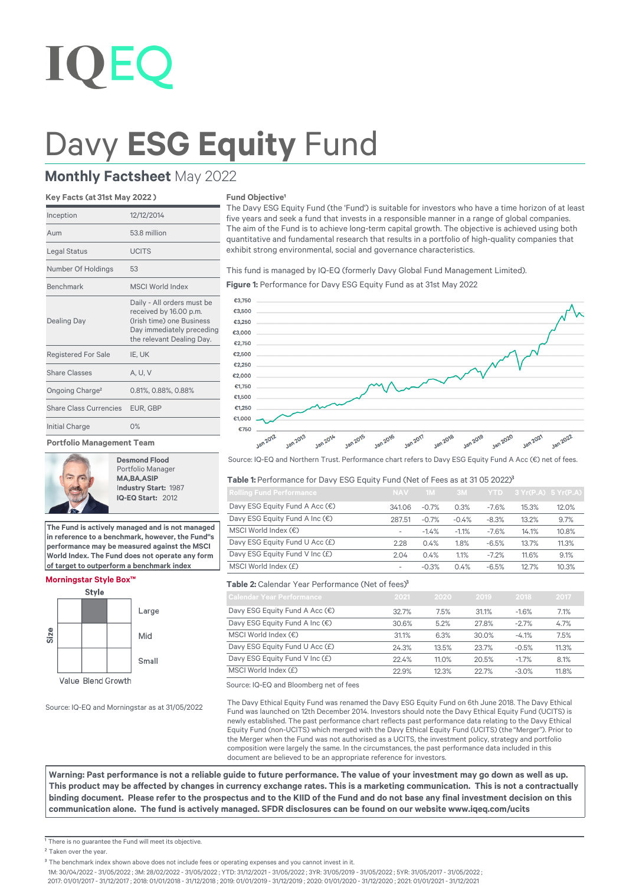IQEQ

# Davy **ESG Equity** Fund

## **Monthly Factsheet** May 2022

### Key Facts (at 31st May 2022 )

| | |
|---|---|
| Inception | 12/12/2014 |
| Aum | 53.8 million |
| Legal Status | UCITS |
| Number Of Holdings | 53 |
| Benchmark | MSCI World Index |
| Dealing Day | Daily - All orders must be received by 16.00 p.m. (Irish time) one Business Day immediately preceding the relevant Dealing Day. |
| Registered For Sale | IE, UK |
| Share Classes | A, U, V |
| Ongoing Charge[2] | 0.81%, 0.88%, 0.88% |
| Share Class Currencies | EUR, GBP |
| Initial Charge | 0% |

### Portfolio Management Team

**Desmond Flood**
Portfolio Manager
**MA,BA,ASIP**
Industry Start: 1987
**IQ-EQ Start:** 2012

**The Fund is actively managed and is not managed in reference to a benchmark, however, the Fund"s performance may be measured against the MSCI World Index. The Fund does not operate any form of target to outperform a benchmark index**

### Morningstar Style Box™

Style: Value Blend Growth
Size: Large, Mid, Small

Source: IQ-EQ and Morningstar as at 31/05/2022

### Fund Objective[1]

The Davy ESG Equity Fund (the 'Fund') is suitable for investors who have a time horizon of at least five years and seek a fund that invests in a responsible manner in a range of global companies. The aim of the Fund is to achieve long-term capital growth. The objective is achieved using both quantitative and fundamental research that results in a portfolio of high-quality companies that exhibit strong environmental, social and governance characteristics.

This fund is managed by IQ-EQ (formerly Davy Global Fund Management Limited).

**Figure 1:** Performance for Davy ESG Equity Fund as at 31st May 2022

Source: IQ-EQ and Northern Trust. Performance chart refers to Davy ESG Equity Fund A Acc (€) net of fees.

**Table 1:** Performance for Davy ESG Equity Fund (Net of Fees as at 31 05 2022)[3]

| Rolling Fund Performance | NAV | 1M | 3M | YTD | 3 Yr(P.A) | 5 Yr(P.A) |
|---|---|---|---|---|---|---|
| Davy ESG Equity Fund A Acc (€) | 341.06 | -0.7% | 0.3% | -7.6% | 15.3% | 12.0% |
| Davy ESG Equity Fund A Inc (€) | 287.51 | -0.7% | -0.4% | -8.3% | 13.2% | 9.7% |
| MSCI World Index (€) | - | -1.4% | -1.1% | -7.6% | 14.1% | 10.8% |
| Davy ESG Equity Fund U Acc (£) | 2.28 | 0.4% | 1.8% | -6.5% | 13.7% | 11.3% |
| Davy ESG Equity Fund V Inc (£) | 2.04 | 0.4% | 1.1% | -7.2% | 11.6% | 9.1% |
| MSCI World Index (£) | - | -0.3% | 0.4% | -6.5% | 12.7% | 10.3% |

**Table 2:** Calendar Year Performance (Net of fees)[3]

| Calendar Year Performance | 2021 | 2020 | 2019 | 2018 | 2017 |
|---|---|---|---|---|---|
| Davy ESG Equity Fund A Acc (€) | 32.7% | 7.5% | 31.1% | -1.6% | 7.1% |
| Davy ESG Equity Fund A Inc (€) | 30.6% | 5.2% | 27.8% | -2.7% | 4.7% |
| MSCI World Index (€) | 31.1% | 6.3% | 30.0% | -4.1% | 7.5% |
| Davy ESG Equity Fund U Acc (£) | 24.3% | 13.5% | 23.7% | -0.5% | 11.3% |
| Davy ESG Equity Fund V Inc (£) | 22.4% | 11.0% | 20.5% | -1.7% | 8.1% |
| MSCI World Index (£) | 22.9% | 12.3% | 22.7% | -3.0% | 11.8% |

Source: IQ-EQ and Bloomberg net of fees

The Davy Ethical Equity Fund was renamed the Davy ESG Equity Fund on 6th June 2018. The Davy Ethical Fund was launched on 12th December 2014. Investors should note the Davy Ethical Equity Fund (UCITS) is newly established. The past performance chart reflects past performance data relating to the Davy Ethical Equity Fund (non-UCITS) which merged with the Davy Ethical Equity Fund (UCITS) (the "Merger"). Prior to the Merger when the Fund was not authorised as a UCITS, the investment policy, strategy and portfolio composition were largely the same. In the circumstances, the past performance data included in this document are believed to be an appropriate reference for investors.

**Warning: Past performance is not a reliable guide to future performance. The value of your investment may go down as well as up. This product may be affected by changes in currency exchange rates. This is a marketing communication. This is not a contractually binding document. Please refer to the prospectus and to the KIID of the Fund and do not base any final investment decision on this communication alone. The fund is actively managed. SFDR disclosures can be found on our website www.iqeq.com/ucits**

[1] There is no guarantee the Fund will meet its objective.
[2] Taken over the year.
[3] The benchmark index shown above does not include fees or operating expenses and you cannot invest in it.
1M: 30/04/2022 - 31/05/2022 ; 3M: 28/02/2022 - 31/05/2022 ; YTD: 31/12/2021 - 31/05/2022 ; 3YR: 31/05/2019 - 31/05/2022 ; 5YR: 31/05/2017 - 31/05/2022 ; 2017: 01/01/2017 - 31/12/2017 ; 2018: 01/01/2018 - 31/12/2018 ; 2019: 01/01/2019 - 31/12/2019 ; 2020: 01/01/2020 - 31/12/2020 ; 2021: 01/01/2021 - 31/12/2021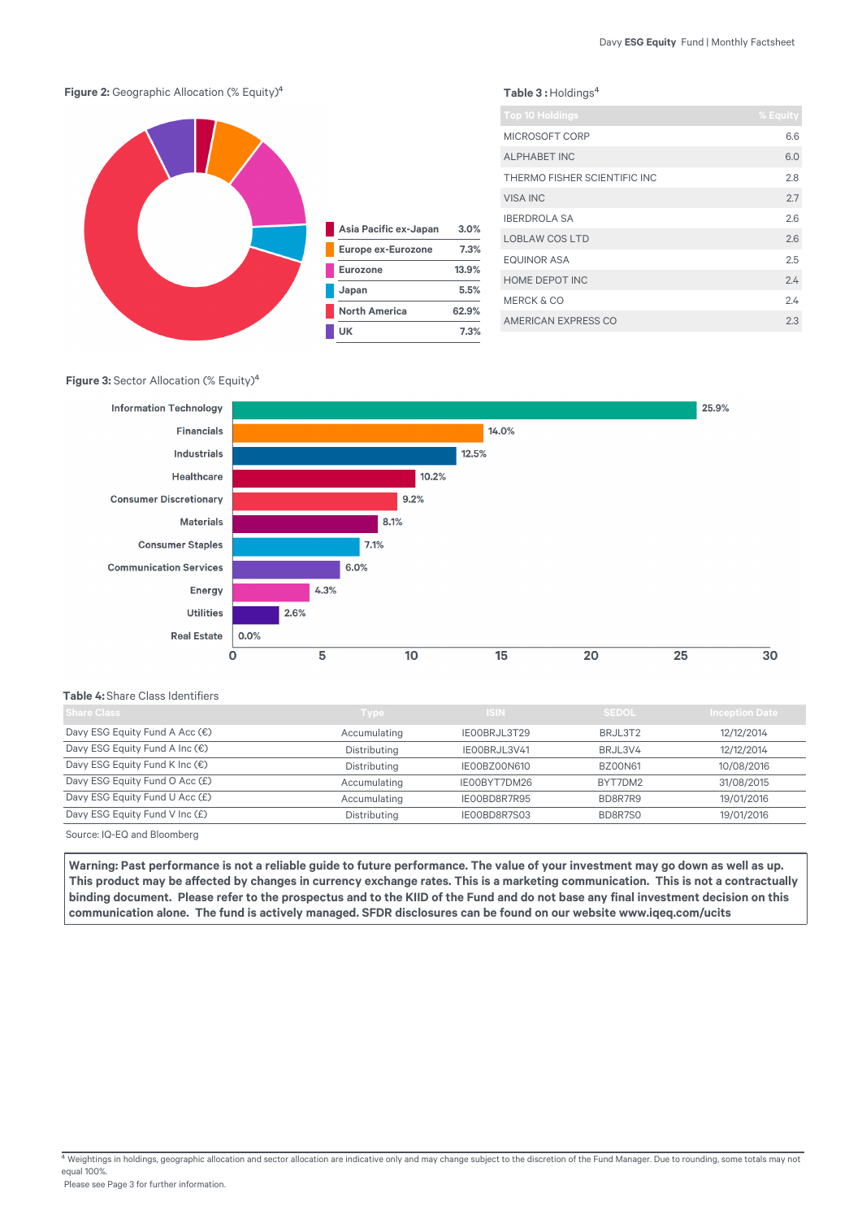**Figure 2:** Geographic Allocation (% Equity)[4]

| Region | % |
|---|---|
| Asia Pacific ex-Japan | 3.0% |
| Europe ex-Eurozone | 7.3% |
| Eurozone | 13.9% |
| Japan | 5.5% |
| North America | 62.9% |
| UK | 7.3% |

**Table 3 :** Holdings[4]

| Top 10 Holdings | % Equity |
|---|---|
| MICROSOFT CORP | 6.6 |
| ALPHABET INC | 6.0 |
| THERMO FISHER SCIENTIFIC INC | 2.8 |
| VISA INC | 2.7 |
| IBERDROLA SA | 2.6 |
| LOBLAW COS LTD | 2.6 |
| EQUINOR ASA | 2.5 |
| HOME DEPOT INC | 2.4 |
| MERCK & CO | 2.4 |
| AMERICAN EXPRESS CO | 2.3 |

**Figure 3:** Sector Allocation (% Equity)[4]

| Sector | % |
|---|---|
| Information Technology | 25.9% |
| Financials | 14.0% |
| Industrials | 12.5% |
| Healthcare | 10.2% |
| Consumer Discretionary | 9.2% |
| Materials | 8.1% |
| Consumer Staples | 7.1% |
| Communication Services | 6.0% |
| Energy | 4.3% |
| Utilities | 2.6% |
| Real Estate | 0.0% |

**Table 4:** Share Class Identifiers

| Share Class | Type | ISIN | SEDOL | Inception Date |
|---|---|---|---|---|
| Davy ESG Equity Fund A Acc (€) | Accumulating | IE00BRJL3T29 | BRJL3T2 | 12/12/2014 |
| Davy ESG Equity Fund A Inc (€) | Distributing | IE00BRJL3V41 | BRJL3V4 | 12/12/2014 |
| Davy ESG Equity Fund K Inc (€) | Distributing | IE00BZ00N610 | BZ00N61 | 10/08/2016 |
| Davy ESG Equity Fund O Acc (£) | Accumulating | IE00BYT7DM26 | BYT7DM2 | 31/08/2015 |
| Davy ESG Equity Fund U Acc (£) | Accumulating | IE00BD8R7R95 | BD8R7R9 | 19/01/2016 |
| Davy ESG Equity Fund V Inc (£) | Distributing | IE00BD8R7S03 | BD8R7S0 | 19/01/2016 |

Source: IQ-EQ and Bloomberg

**Warning: Past performance is not a reliable guide to future performance. The value of your investment may go down as well as up. This product may be affected by changes in currency exchange rates. This is a marketing communication. This is not a contractually binding document. Please refer to the prospectus and to the KIID of the Fund and do not base any final investment decision on this communication alone. The fund is actively managed. SFDR disclosures can be found on our website www.iqeq.com/ucits**

[4] Weightings in holdings, geographic allocation and sector allocation are indicative only and may change subject to the discretion of the Fund Manager. Due to rounding, some totals may not equal 100%.
Please see Page 3 for further information.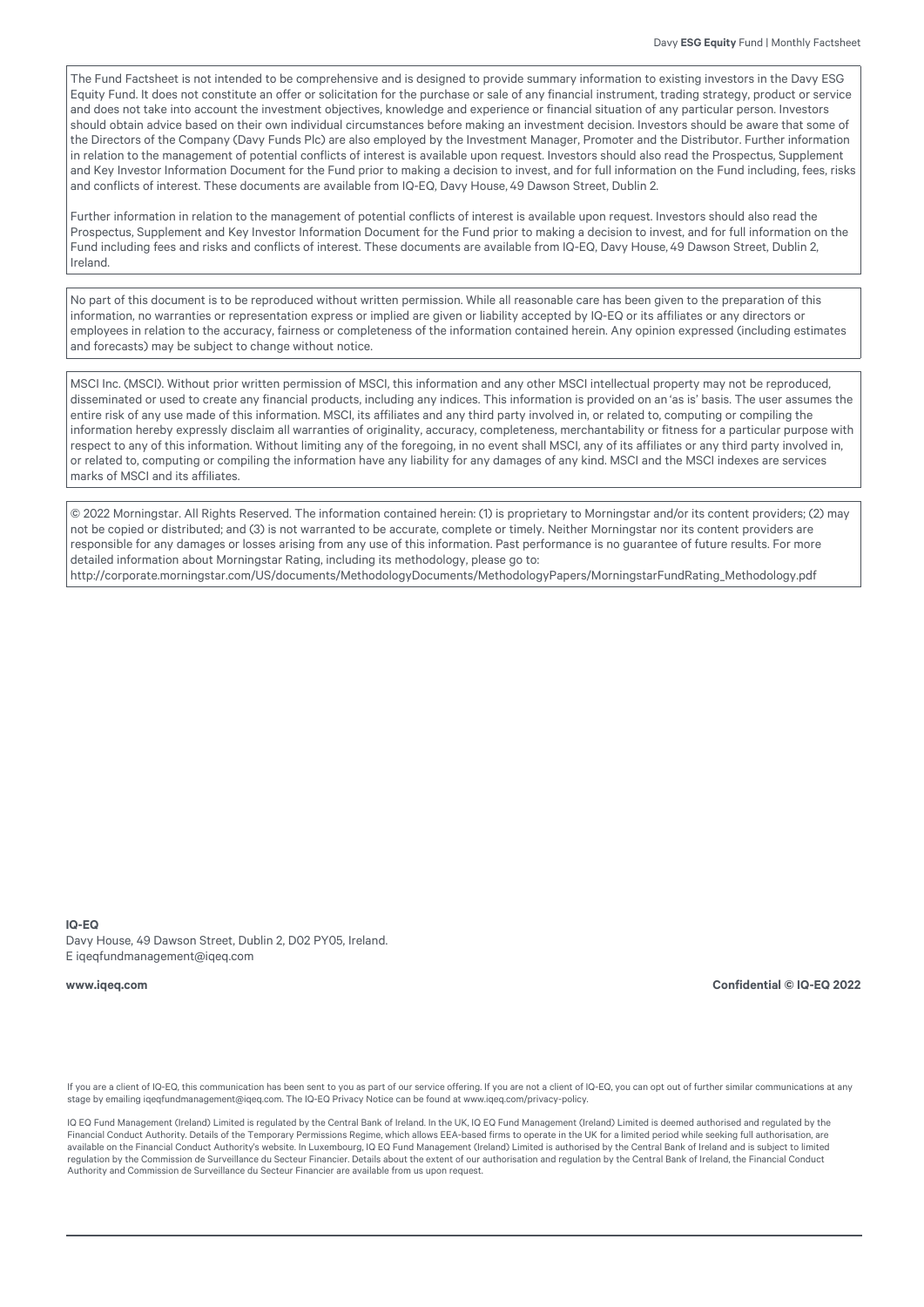The Fund Factsheet is not intended to be comprehensive and is designed to provide summary information to existing investors in the Davy ESG Equity Fund. It does not constitute an offer or solicitation for the purchase or sale of any financial instrument, trading strategy, product or service and does not take into account the investment objectives, knowledge and experience or financial situation of any particular person. Investors should obtain advice based on their own individual circumstances before making an investment decision. Investors should be aware that some of the Directors of the Company (Davy Funds Plc) are also employed by the Investment Manager, Promoter and the Distributor. Further information in relation to the management of potential conflicts of interest is available upon request. Investors should also read the Prospectus, Supplement and Key Investor Information Document for the Fund prior to making a decision to invest, and for full information on the Fund including, fees, risks and conflicts of interest. These documents are available from IQ-EQ, Davy House, 49 Dawson Street, Dublin 2.

Further information in relation to the management of potential conflicts of interest is available upon request. Investors should also read the Prospectus, Supplement and Key Investor Information Document for the Fund prior to making a decision to invest, and for full information on the Fund including fees and risks and conflicts of interest. These documents are available from IQ-EQ, Davy House, 49 Dawson Street, Dublin 2, Ireland.

No part of this document is to be reproduced without written permission. While all reasonable care has been given to the preparation of this information, no warranties or representation express or implied are given or liability accepted by IQ-EQ or its affiliates or any directors or employees in relation to the accuracy, fairness or completeness of the information contained herein. Any opinion expressed (including estimates and forecasts) may be subject to change without notice.

MSCI Inc. (MSCI). Without prior written permission of MSCI, this information and any other MSCI intellectual property may not be reproduced, disseminated or used to create any financial products, including any indices. This information is provided on an 'as is' basis. The user assumes the entire risk of any use made of this information. MSCI, its affiliates and any third party involved in, or related to, computing or compiling the information hereby expressly disclaim all warranties of originality, accuracy, completeness, merchantability or fitness for a particular purpose with respect to any of this information. Without limiting any of the foregoing, in no event shall MSCI, any of its affiliates or any third party involved in, or related to, computing or compiling the information have any liability for any damages of any kind. MSCI and the MSCI indexes are services marks of MSCI and its affiliates.

© 2022 Morningstar. All Rights Reserved. The information contained herein: (1) is proprietary to Morningstar and/or its content providers; (2) may not be copied or distributed; and (3) is not warranted to be accurate, complete or timely. Neither Morningstar nor its content providers are responsible for any damages or losses arising from any use of this information. Past performance is no guarantee of future results. For more detailed information about Morningstar Rating, including its methodology, please go to:
http://corporate.morningstar.com/US/documents/MethodologyDocuments/MethodologyPapers/MorningstarFundRating_Methodology.pdf

**IQ-EQ**
Davy House, 49 Dawson Street, Dublin 2, D02 PY05, Ireland.
E iqeqfundmanagement@iqeq.com

**www.iqeq.com**

**Confidential © IQ-EQ 2022**

If you are a client of IQ-EQ, this communication has been sent to you as part of our service offering. If you are not a client of IQ-EQ, you can opt out of further similar communications at any stage by emailing iqeqfundmanagement@iqeq.com. The IQ-EQ Privacy Notice can be found at www.iqeq.com/privacy-policy.

IQ EQ Fund Management (Ireland) Limited is regulated by the Central Bank of Ireland. In the UK, IQ EQ Fund Management (Ireland) Limited is deemed authorised and regulated by the Financial Conduct Authority. Details of the Temporary Permissions Regime, which allows EEA-based firms to operate in the UK for a limited period while seeking full authorisation, are available on the Financial Conduct Authority's website. In Luxembourg, IQ EQ Fund Management (Ireland) Limited is authorised by the Central Bank of Ireland and is subject to limited regulation by the Commission de Surveillance du Secteur Financier. Details about the extent of our authorisation and regulation by the Central Bank of Ireland, the Financial Conduct Authority and Commission de Surveillance du Secteur Financier are available from us upon request.